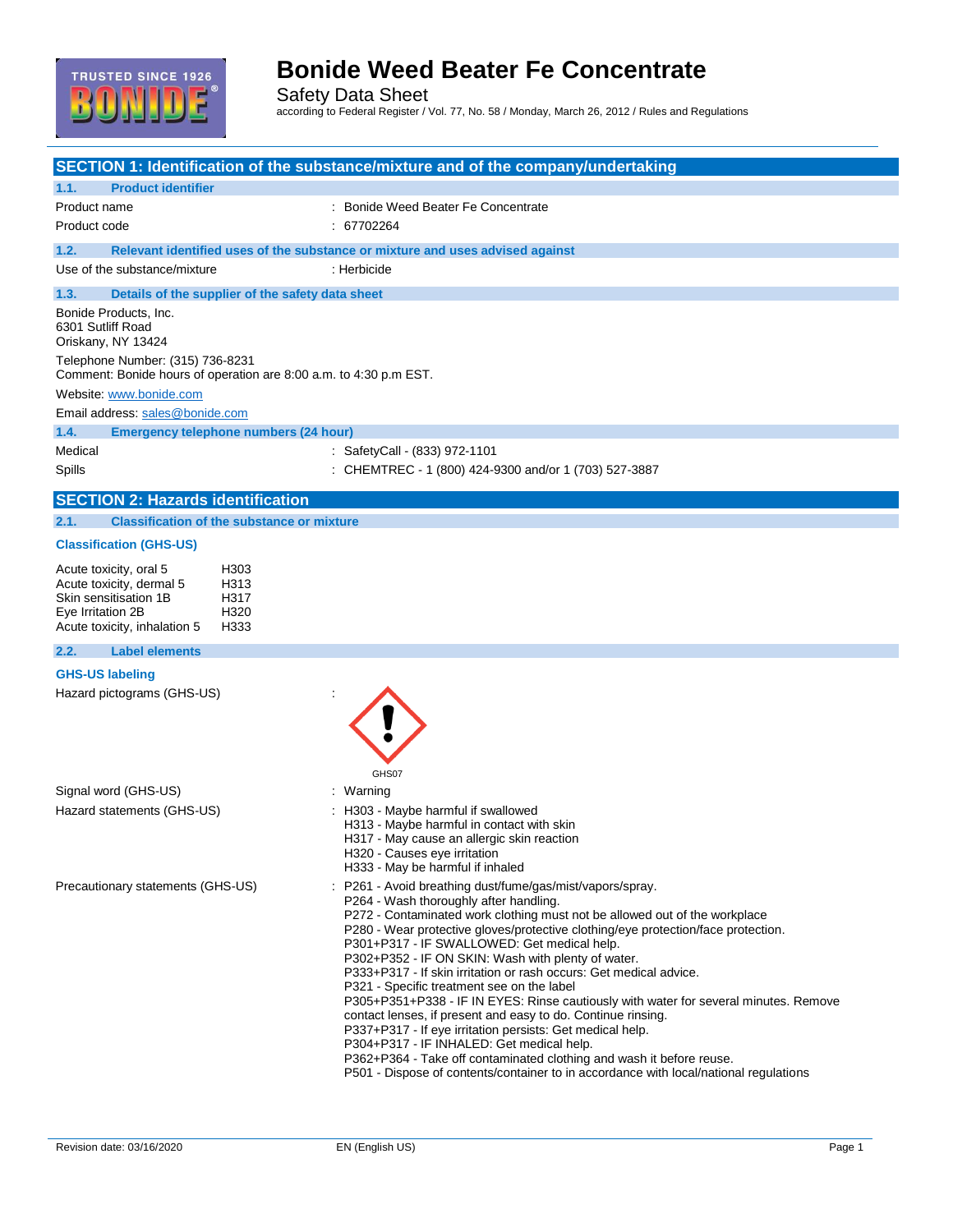# Bonide Weed Beater Fe Concentrate

Safety Data Sheet

according to Federal Register / Vol. 77, No. 58 / Monday, March 26, 2012 / Rules and Regulations

## SECTION 1: Identification of the substance/mixture and of the company/undertaking

### 1.1. Product identifier

Product name : Bonide Weed Beater Fe Concentrate

Product code : 67702264

### 1.2. Relevant identified uses of the substance or mixture and uses advised against

Use of the substance/mixture : Herbicide

### 1.3. Details of the supplier of the safety data sheet

Bonide Products, Inc.
6301 Sutliff Road
Oriskany, NY 13424

Telephone Number: (315) 736-8231
Comment: Bonide hours of operation are 8:00 a.m. to 4:30 p.m EST.

Website: www.bonide.com

Email address: sales@bonide.com

### 1.4. Emergency telephone numbers (24 hour)

Medical : SafetyCall - (833) 972-1101

Spills : CHEMTREC - 1 (800) 424-9300 and/or 1 (703) 527-3887

## SECTION 2: Hazards identification

### 2.1. Classification of the substance or mixture

#### Classification (GHS-US)

| | |
|---|---|
| Acute toxicity, oral 5 | H303 |
| Acute toxicity, dermal 5 | H313 |
| Skin sensitisation 1B | H317 |
| Eye Irritation 2B | H320 |
| Acute toxicity, inhalation 5 | H333 |

### 2.2. Label elements

#### GHS-US labeling

Hazard pictograms (GHS-US) :

GHS07

Signal word (GHS-US) : Warning

Hazard statements (GHS-US) :
- H303 - Maybe harmful if swallowed
- H313 - Maybe harmful in contact with skin
- H317 - May cause an allergic skin reaction
- H320 - Causes eye irritation
- H333 - May be harmful if inhaled

Precautionary statements (GHS-US) :
- P261 - Avoid breathing dust/fume/gas/mist/vapors/spray.
- P264 - Wash thoroughly after handling.
- P272 - Contaminated work clothing must not be allowed out of the workplace
- P280 - Wear protective gloves/protective clothing/eye protection/face protection.
- P301+P317 - IF SWALLOWED: Get medical help.
- P302+P352 - IF ON SKIN: Wash with plenty of water.
- P333+P317 - If skin irritation or rash occurs: Get medical advice.
- P321 - Specific treatment see on the label
- P305+P351+P338 - IF IN EYES: Rinse cautiously with water for several minutes. Remove contact lenses, if present and easy to do. Continue rinsing.
- P337+P317 - If eye irritation persists: Get medical help.
- P304+P317 - IF INHALED: Get medical help.
- P362+P364 - Take off contaminated clothing and wash it before reuse.
- P501 - Dispose of contents/container to in accordance with local/national regulations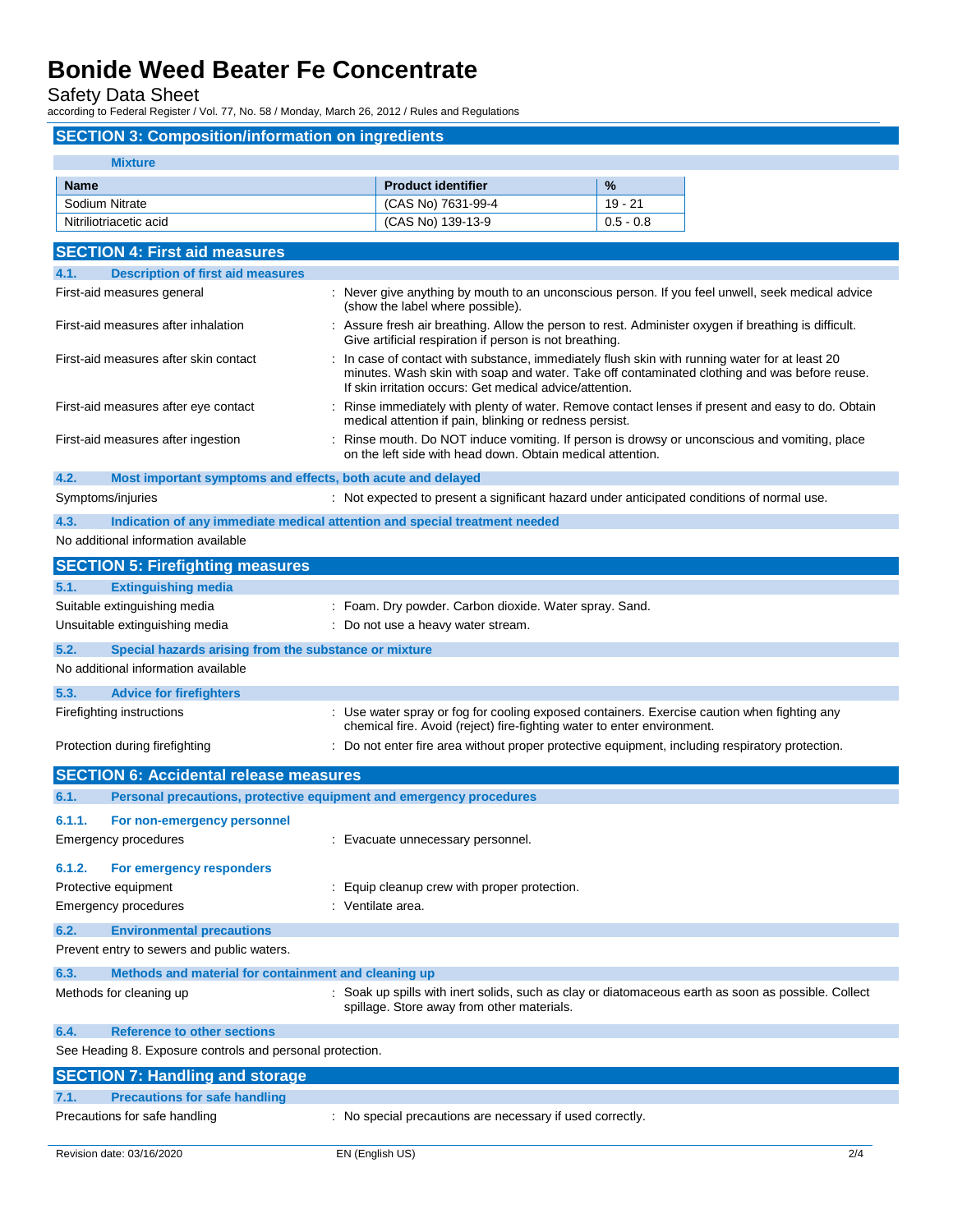## SECTION 3: Composition/information on ingredients

**Mixture**

| Name | Product identifier | % |
|---|---|---|
| Sodium Nitrate | (CAS No) 7631-99-4 | 19 - 21 |
| Nitriliotriacetic acid | (CAS No) 139-13-9 | 0.5 - 0.8 |

## SECTION 4: First aid measures

### 4.1. Description of first aid measures

First-aid measures general : Never give anything by mouth to an unconscious person. If you feel unwell, seek medical advice (show the label where possible).

First-aid measures after inhalation : Assure fresh air breathing. Allow the person to rest. Administer oxygen if breathing is difficult. Give artificial respiration if person is not breathing.

First-aid measures after skin contact : In case of contact with substance, immediately flush skin with running water for at least 20 minutes. Wash skin with soap and water. Take off contaminated clothing and was before reuse. If skin irritation occurs: Get medical advice/attention.

First-aid measures after eye contact : Rinse immediately with plenty of water. Remove contact lenses if present and easy to do. Obtain medical attention if pain, blinking or redness persist.

First-aid measures after ingestion : Rinse mouth. Do NOT induce vomiting. If person is drowsy or unconscious and vomiting, place on the left side with head down. Obtain medical attention.

### 4.2. Most important symptoms and effects, both acute and delayed

Symptoms/injuries : Not expected to present a significant hazard under anticipated conditions of normal use.

### 4.3. Indication of any immediate medical attention and special treatment needed

No additional information available

## SECTION 5: Firefighting measures

### 5.1. Extinguishing media

Suitable extinguishing media : Foam. Dry powder. Carbon dioxide. Water spray. Sand.

Unsuitable extinguishing media : Do not use a heavy water stream.

### 5.2. Special hazards arising from the substance or mixture

No additional information available

### 5.3. Advice for firefighters

Firefighting instructions : Use water spray or fog for cooling exposed containers. Exercise caution when fighting any chemical fire. Avoid (reject) fire-fighting water to enter environment.

Protection during firefighting : Do not enter fire area without proper protective equipment, including respiratory protection.

## SECTION 6: Accidental release measures

### 6.1. Personal precautions, protective equipment and emergency procedures

#### 6.1.1. For non-emergency personnel

Emergency procedures : Evacuate unnecessary personnel.

#### 6.1.2. For emergency responders

Protective equipment : Equip cleanup crew with proper protection.

Emergency procedures : Ventilate area.

### 6.2. Environmental precautions

Prevent entry to sewers and public waters.

### 6.3. Methods and material for containment and cleaning up

Methods for cleaning up : Soak up spills with inert solids, such as clay or diatomaceous earth as soon as possible. Collect spillage. Store away from other materials.

### 6.4. Reference to other sections

See Heading 8. Exposure controls and personal protection.

## SECTION 7: Handling and storage

### 7.1. Precautions for safe handling

Precautions for safe handling : No special precautions are necessary if used correctly.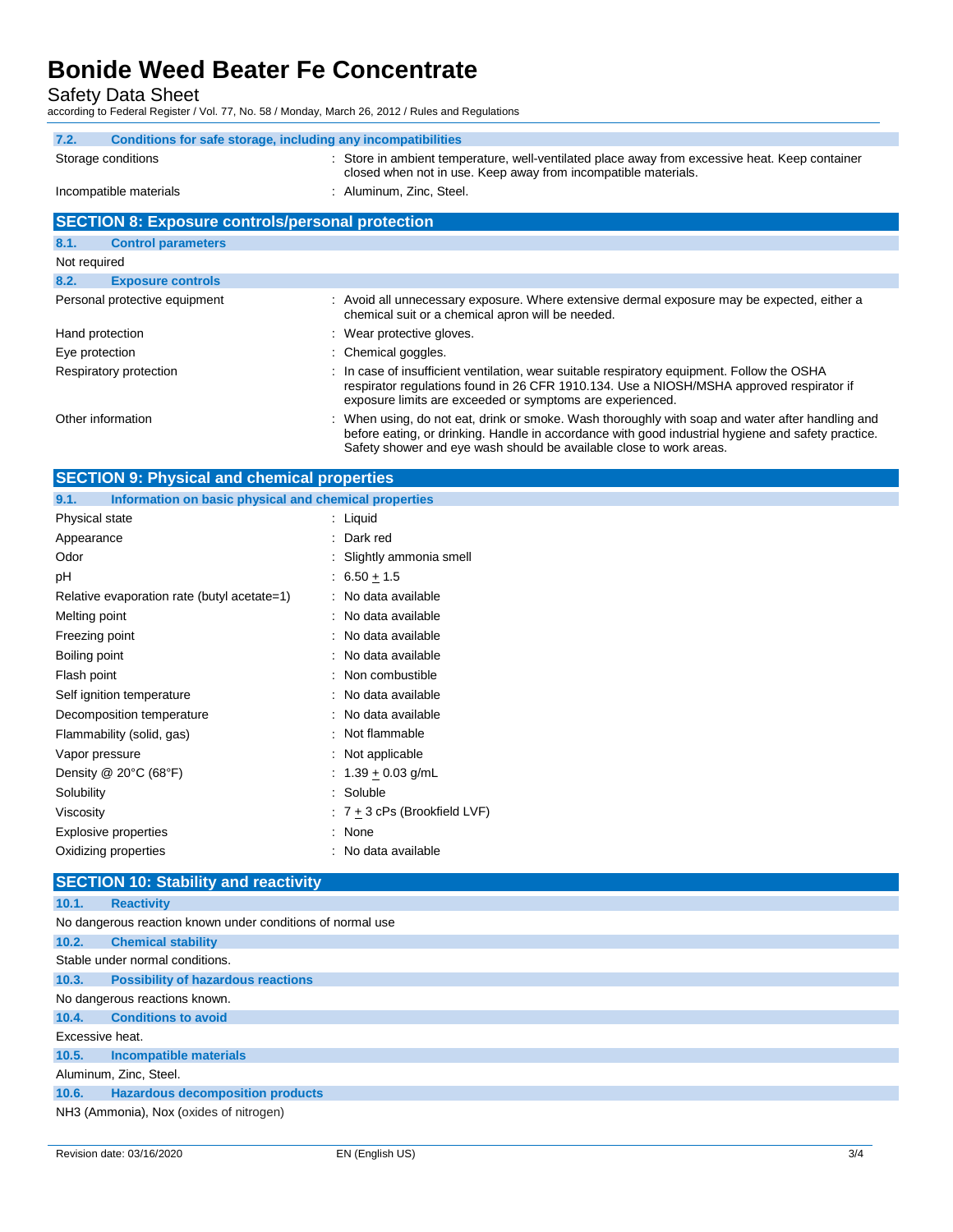### 7.2. Conditions for safe storage, including any incompatibilities

| | |
|---|---|
| Storage conditions | : Store in ambient temperature, well-ventilated place away from excessive heat. Keep container closed when not in use. Keep away from incompatible materials. |
| Incompatible materials | : Aluminum, Zinc, Steel. |

## SECTION 8: Exposure controls/personal protection

### 8.1. Control parameters

Not required

### 8.2. Exposure controls

| | |
|---|---|
| Personal protective equipment | : Avoid all unnecessary exposure. Where extensive dermal exposure may be expected, either a chemical suit or a chemical apron will be needed. |
| Hand protection | : Wear protective gloves. |
| Eye protection | : Chemical goggles. |
| Respiratory protection | : In case of insufficient ventilation, wear suitable respiratory equipment. Follow the OSHA respirator regulations found in 26 CFR 1910.134. Use a NIOSH/MSHA approved respirator if exposure limits are exceeded or symptoms are experienced. |
| Other information | : When using, do not eat, drink or smoke. Wash thoroughly with soap and water after handling and before eating, or drinking. Handle in accordance with good industrial hygiene and safety practice. Safety shower and eye wash should be available close to work areas. |

## SECTION 9: Physical and chemical properties

### 9.1. Information on basic physical and chemical properties

| | |
|---|---|
| Physical state | : Liquid |
| Appearance | : Dark red |
| Odor | : Slightly ammonia smell |
| pH | : $6.50 \pm 1.5$ |
| Relative evaporation rate (butyl acetate=1) | : No data available |
| Melting point | : No data available |
| Freezing point | : No data available |
| Boiling point | : No data available |
| Flash point | : Non combustible |
| Self ignition temperature | : No data available |
| Decomposition temperature | : No data available |
| Flammability (solid, gas) | : Not flammable |
| Vapor pressure | : Not applicable |
| Density @ 20°C (68°F) | : $1.39 \pm 0.03$ g/mL |
| Solubility | : Soluble |
| Viscosity | : $7 \pm 3$ cPs (Brookfield LVF) |
| Explosive properties | : None |
| Oxidizing properties | : No data available |

## SECTION 10: Stability and reactivity

### 10.1. Reactivity

No dangerous reaction known under conditions of normal use

### 10.2. Chemical stability

Stable under normal conditions.

### 10.3. Possibility of hazardous reactions

No dangerous reactions known.

### 10.4. Conditions to avoid

Excessive heat.

### 10.5. Incompatible materials

Aluminum, Zinc, Steel.

### 10.6. Hazardous decomposition products

$NH_3$ (Ammonia), Nox (oxides of nitrogen)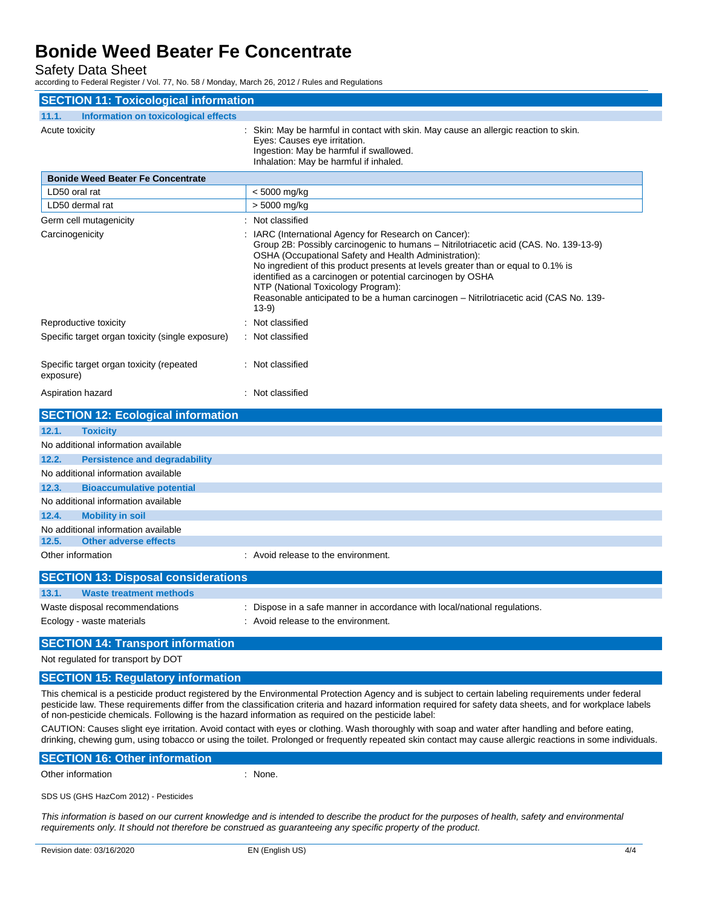## SECTION 11: Toxicological information

### 11.1. Information on toxicological effects

Acute toxicity : Skin: May be harmful in contact with skin. May cause an allergic reaction to skin.
Eyes: Causes eye irritation.
Ingestion: May be harmful if swallowed.
Inhalation: May be harmful if inhaled.

| Bonide Weed Beater Fe Concentrate | |
|---|---|
| LD50 oral rat | < 5000 mg/kg |
| LD50 dermal rat | > 5000 mg/kg |

Germ cell mutagenicity : Not classified

Carcinogenicity : IARC (International Agency for Research on Cancer):
Group 2B: Possibly carcinogenic to humans – Nitrilotriacetic acid (CAS. No. 139-13-9)
OSHA (Occupational Safety and Health Administration):
No ingredient of this product presents at levels greater than or equal to 0.1% is identified as a carcinogen or potential carcinogen by OSHA
NTP (National Toxicology Program):
Reasonable anticipated to be a human carcinogen – Nitrilotriacetic acid (CAS No. 139-13-9)

Reproductive toxicity : Not classified

Specific target organ toxicity (single exposure) : Not classified

Specific target organ toxicity (repeated exposure) : Not classified

Aspiration hazard : Not classified

## SECTION 12: Ecological information

### 12.1. Toxicity

No additional information available

### 12.2. Persistence and degradability

No additional information available

### 12.3. Bioaccumulative potential

No additional information available

### 12.4. Mobility in soil

No additional information available

### 12.5. Other adverse effects

Other information : Avoid release to the environment.

## SECTION 13: Disposal considerations

### 13.1. Waste treatment methods

Waste disposal recommendations : Dispose in a safe manner in accordance with local/national regulations.

Ecology - waste materials : Avoid release to the environment.

## SECTION 14: Transport information

Not regulated for transport by DOT

## SECTION 15: Regulatory information

This chemical is a pesticide product registered by the Environmental Protection Agency and is subject to certain labeling requirements under federal pesticide law. These requirements differ from the classification criteria and hazard information required for safety data sheets, and for workplace labels of non-pesticide chemicals. Following is the hazard information as required on the pesticide label:

CAUTION: Causes slight eye irritation. Avoid contact with eyes or clothing. Wash thoroughly with soap and water after handling and before eating, drinking, chewing gum, using tobacco or using the toilet. Prolonged or frequently repeated skin contact may cause allergic reactions in some individuals.

## SECTION 16: Other information

Other information : None.

SDS US (GHS HazCom 2012) - Pesticides

*This information is based on our current knowledge and is intended to describe the product for the purposes of health, safety and environmental requirements only. It should not therefore be construed as guaranteeing any specific property of the product.*